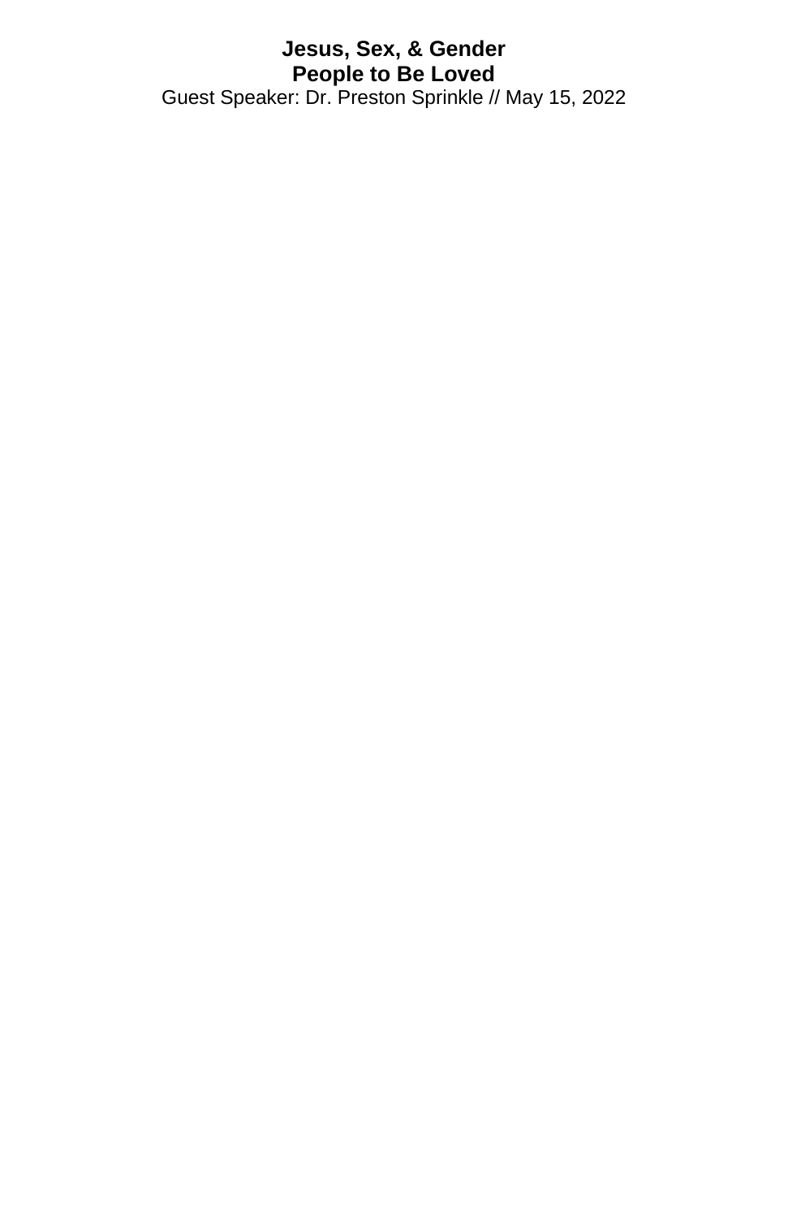# Jesus, Sex, & Gender

## People to Be Loved

Guest Speaker: Dr. Preston Sprinkle // May 15, 2022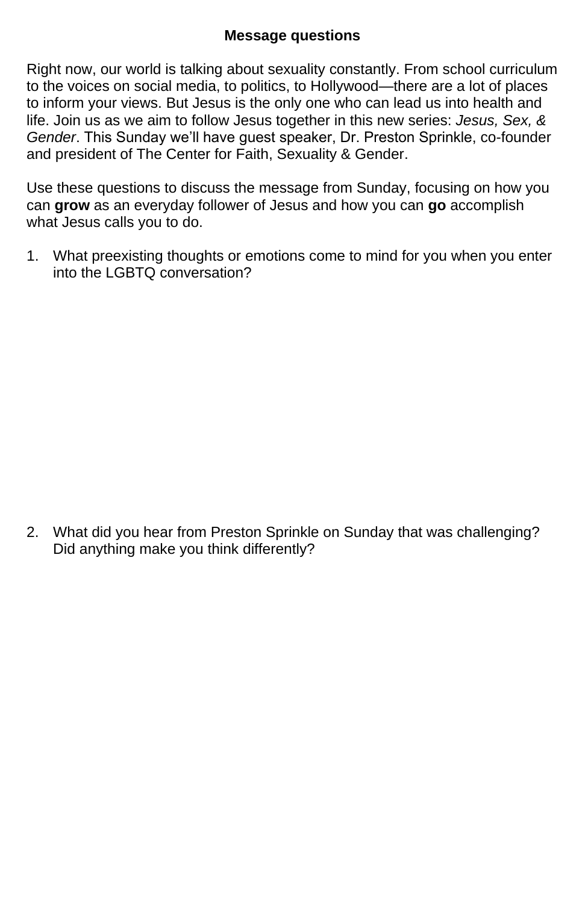# Message questions

Right now, our world is talking about sexuality constantly. From school curriculum to the voices on social media, to politics, to Hollywood—there are a lot of places to inform your views. But Jesus is the only one who can lead us into health and life. Join us as we aim to follow Jesus together in this new series: *Jesus, Sex, & Gender*. This Sunday we'll have guest speaker, Dr. Preston Sprinkle, co-founder and president of The Center for Faith, Sexuality & Gender.

Use these questions to discuss the message from Sunday, focusing on how you can **grow** as an everyday follower of Jesus and how you can **go** accomplish what Jesus calls you to do.

1. What preexisting thoughts or emotions come to mind for you when you enter into the LGBTQ conversation?

2. What did you hear from Preston Sprinkle on Sunday that was challenging? Did anything make you think differently?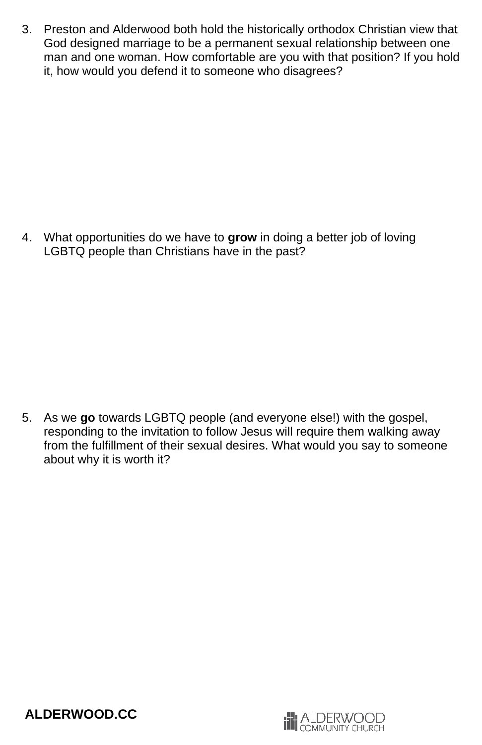3. Preston and Alderwood both hold the historically orthodox Christian view that God designed marriage to be a permanent sexual relationship between one man and one woman. How comfortable are you with that position? If you hold it, how would you defend it to someone who disagrees?

4. What opportunities do we have to **grow** in doing a better job of loving LGBTQ people than Christians have in the past?

5. As we **go** towards LGBTQ people (and everyone else!) with the gospel, responding to the invitation to follow Jesus will require them walking away from the fulfillment of their sexual desires. What would you say to someone about why it is worth it?

**ALDERWOOD.CC**

ALDERWOOD COMMUNITY CHURCH